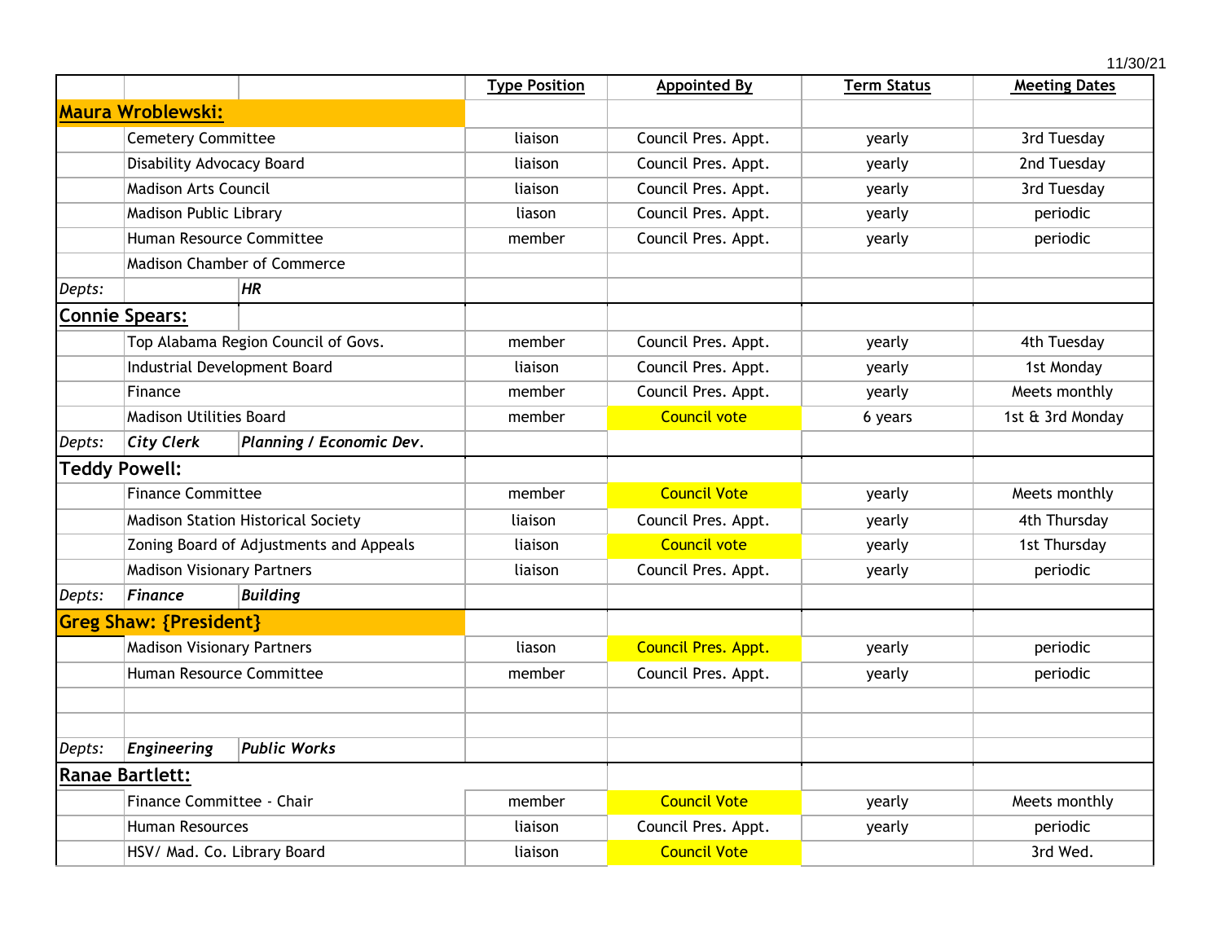11/30/21

| | | | Type Position | Appointed By | Term Status | Meeting Dates |
|---|---|---|---|---|---|---|
| **Maura Wroblewski:** | | | | | | |
| | Cemetery Committee | | liaison | Council Pres. Appt. | yearly | 3rd Tuesday |
| | Disability Advocacy Board | | liaison | Council Pres. Appt. | yearly | 2nd Tuesday |
| | Madison Arts Council | | liaison | Council Pres. Appt. | yearly | 3rd Tuesday |
| | Madison Public Library | | liason | Council Pres. Appt. | yearly | periodic |
| | Human Resource Committee | | member | Council Pres. Appt. | yearly | periodic |
| | Madison Chamber of Commerce | | | | | |
| *Depts:* | | ***HR*** | | | | |
| **Connie Spears:** | | | | | | |
| | Top Alabama Region Council of Govs. | | member | Council Pres. Appt. | yearly | 4th Tuesday |
| | Industrial Development Board | | liaison | Council Pres. Appt. | yearly | 1st Monday |
| | Finance | | member | Council Pres. Appt. | yearly | Meets monthly |
| | Madison Utilities Board | | member | Council vote | 6 years | 1st & 3rd Monday |
| *Depts:* | ***City Clerk*** | ***Planning / Economic Dev.*** | | | | |
| **Teddy Powell:** | | | | | | |
| | Finance Committee | | member | Council Vote | yearly | Meets monthly |
| | Madison Station Historical Society | | liaison | Council Pres. Appt. | yearly | 4th Thursday |
| | Zoning Board of Adjustments and Appeals | | liaison | Council vote | yearly | 1st Thursday |
| | Madison Visionary Partners | | liaison | Council Pres. Appt. | yearly | periodic |
| *Depts:* | ***Finance*** | ***Building*** | | | | |
| **Greg Shaw: {President}** | | | | | | |
| | Madison Visionary Partners | | liason | Council Pres. Appt. | yearly | periodic |
| | Human Resource Committee | | member | Council Pres. Appt. | yearly | periodic |
| | | | | | | |
| | | | | | | |
| *Depts:* | ***Engineering*** | ***Public Works*** | | | | |
| **Ranae Bartlett:** | | | | | | |
| | Finance Committee - Chair | | member | Council Vote | yearly | Meets monthly |
| | Human Resources | | liaison | Council Pres. Appt. | yearly | periodic |
| | HSV/ Mad. Co. Library Board | | liaison | Council Vote | | 3rd Wed. |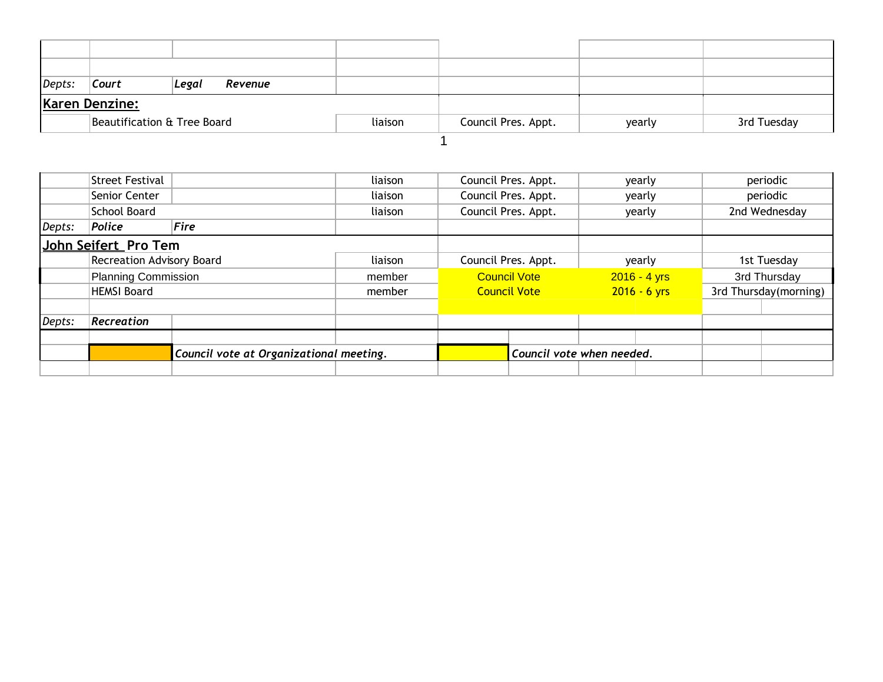| | | | | | | |
|---|---|---|---|---|---|---|
| | | | | | | |
| | | | | | | |
| *Depts:* | ***Court*** | ***Legal*** ***Revenue*** | | | | |
| **Karen Denzine:** | | | | | | |
| | Beautification & Tree Board | | liaison | Council Pres. Appt. | yearly | 3rd Tuesday |
| | Street Festival | | liaison | Council Pres. Appt. | yearly | periodic |
| | Senior Center | | liaison | Council Pres. Appt. | yearly | periodic |
| | School Board | | liaison | Council Pres. Appt. | yearly | 2nd Wednesday |
| *Depts:* | ***Police*** | ***Fire*** | | | | |
| **John Seifert Pro Tem** | | | | | | |
| | Recreation Advisory Board | | liaison | Council Pres. Appt. | yearly | 1st Tuesday |
| | Planning Commission | | member | Council Vote | 2016 - 4 yrs | 3rd Thursday |
| | HEMSI Board | | member | Council Vote | 2016 - 6 yrs | 3rd Thursday(morning) |
| | | | | | | |
| *Depts:* | ***Recreation*** | | | | | |
| | | | | | | |
| | | ***Council vote at Organizational meeting.*** | | ***Council vote when needed.*** | | |
| | | | | | | |